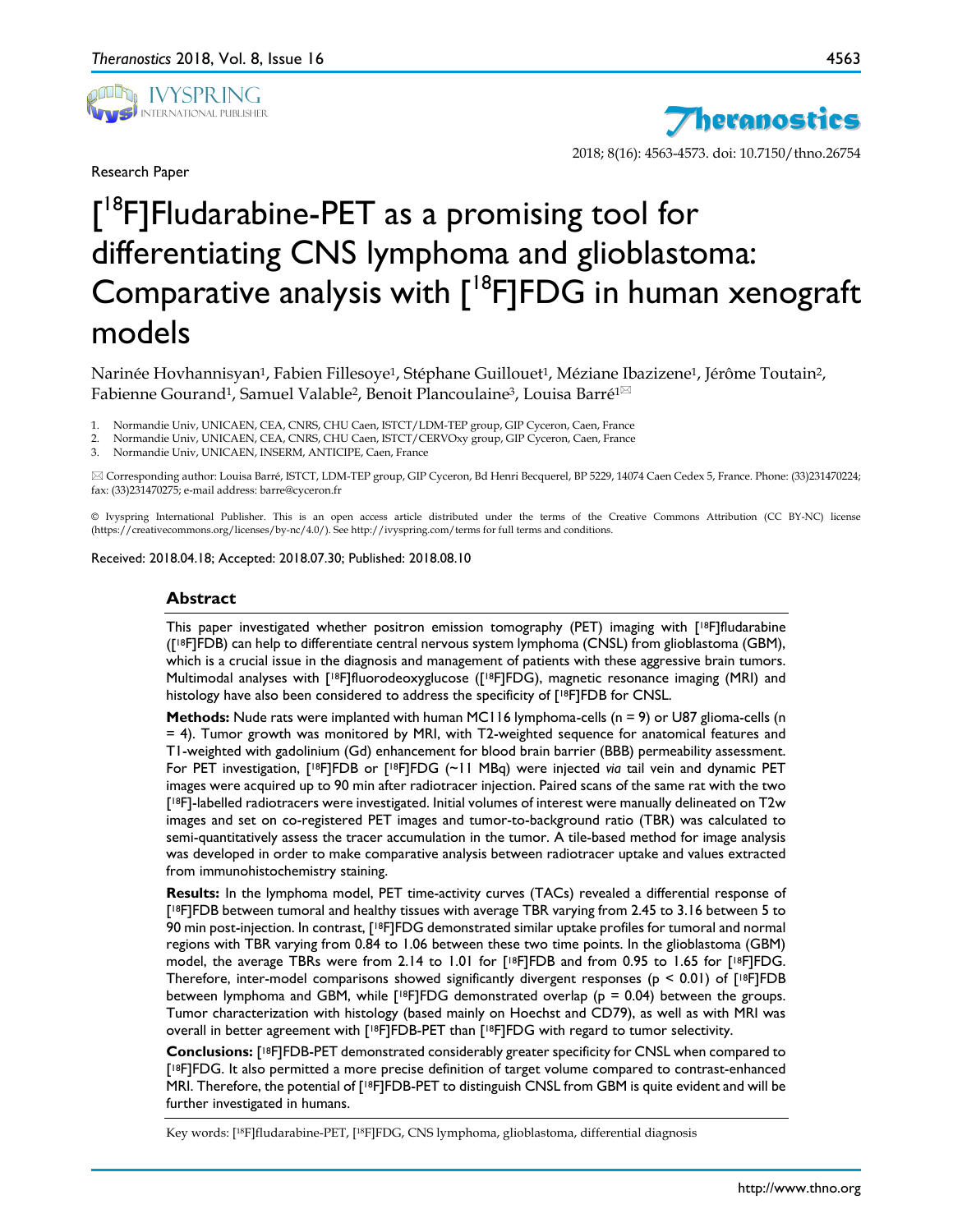Research Paper

# [$^{18}$F]Fludarabine-PET as a promising tool for differentiating CNS lymphoma and glioblastoma: Comparative analysis with [$^{18}$F]FDG in human xenograft models

Narinée Hovhannisyan[1], Fabien Fillesoye[1], Stéphane Guillouet[1], Méziane Ibazizene[1], Jérôme Toutain[2], Fabienne Gourand[1], Samuel Valable[2], Benoit Plancoulaine[3], Louisa Barré[1]✉

1. Normandie Univ, UNICAEN, CEA, CNRS, CHU Caen, ISTCT/LDM-TEP group, GIP Cyceron, Caen, France
2. Normandie Univ, UNICAEN, CEA, CNRS, CHU Caen, ISTCT/CERVOxy group, GIP Cyceron, Caen, France
3. Normandie Univ, UNICAEN, INSERM, ANTICIPE, Caen, France

✉ Corresponding author: Louisa Barré, ISTCT, LDM-TEP group, GIP Cyceron, Bd Henri Becquerel, BP 5229, 14074 Caen Cedex 5, France. Phone: (33)231470224; fax: (33)231470275; e-mail address: barre@cyceron.fr

© Ivyspring International Publisher. This is an open access article distributed under the terms of the Creative Commons Attribution (CC BY-NC) license (https://creativecommons.org/licenses/by-nc/4.0/). See http://ivyspring.com/terms for full terms and conditions.

Received: 2018.04.18; Accepted: 2018.07.30; Published: 2018.08.10

## Abstract

This paper investigated whether positron emission tomography (PET) imaging with [$^{18}$F]fludarabine ([$^{18}$F]FDB) can help to differentiate central nervous system lymphoma (CNSL) from glioblastoma (GBM), which is a crucial issue in the diagnosis and management of patients with these aggressive brain tumors. Multimodal analyses with [$^{18}$F]fluorodeoxyglucose ([$^{18}$F]FDG), magnetic resonance imaging (MRI) and histology have also been considered to address the specificity of [$^{18}$F]FDB for CNSL.

**Methods:** Nude rats were implanted with human MC116 lymphoma-cells (n = 9) or U87 glioma-cells (n = 4). Tumor growth was monitored by MRI, with T2-weighted sequence for anatomical features and T1-weighted with gadolinium (Gd) enhancement for blood brain barrier (BBB) permeability assessment. For PET investigation, [$^{18}$F]FDB or [$^{18}$F]FDG (~11 MBq) were injected *via* tail vein and dynamic PET images were acquired up to 90 min after radiotracer injection. Paired scans of the same rat with the two [$^{18}$F]-labelled radiotracers were investigated. Initial volumes of interest were manually delineated on T2w images and set on co-registered PET images and tumor-to-background ratio (TBR) was calculated to semi-quantitatively assess the tracer accumulation in the tumor. A tile-based method for image analysis was developed in order to make comparative analysis between radiotracer uptake and values extracted from immunohistochemistry staining.

**Results:** In the lymphoma model, PET time-activity curves (TACs) revealed a differential response of [$^{18}$F]FDB between tumoral and healthy tissues with average TBR varying from 2.45 to 3.16 between 5 to 90 min post-injection. In contrast, [$^{18}$F]FDG demonstrated similar uptake profiles for tumoral and normal regions with TBR varying from 0.84 to 1.06 between these two time points. In the glioblastoma (GBM) model, the average TBRs were from 2.14 to 1.01 for [$^{18}$F]FDB and from 0.95 to 1.65 for [$^{18}$F]FDG. Therefore, inter-model comparisons showed significantly divergent responses ($p < 0.01$) of [$^{18}$F]FDB between lymphoma and GBM, while [$^{18}$F]FDG demonstrated overlap ($p = 0.04$) between the groups. Tumor characterization with histology (based mainly on Hoechst and CD79), as well as with MRI was overall in better agreement with [$^{18}$F]FDB-PET than [$^{18}$F]FDG with regard to tumor selectivity.

**Conclusions:** [$^{18}$F]FDB-PET demonstrated considerably greater specificity for CNSL when compared to [$^{18}$F]FDG. It also permitted a more precise definition of target volume compared to contrast-enhanced MRI. Therefore, the potential of [$^{18}$F]FDB-PET to distinguish CNSL from GBM is quite evident and will be further investigated in humans.

Key words: [$^{18}$F]fludarabine-PET, [$^{18}$F]FDG, CNS lymphoma, glioblastoma, differential diagnosis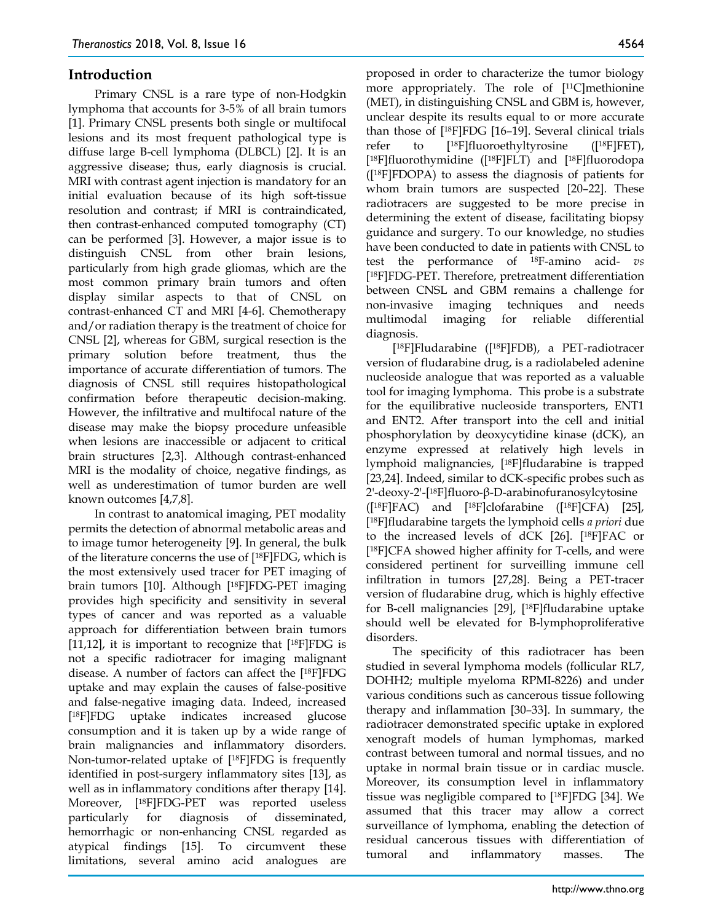## Introduction

Primary CNSL is a rare type of non-Hodgkin lymphoma that accounts for 3-5% of all brain tumors [1]. Primary CNSL presents both single or multifocal lesions and its most frequent pathological type is diffuse large B-cell lymphoma (DLBCL) [2]. It is an aggressive disease; thus, early diagnosis is crucial. MRI with contrast agent injection is mandatory for an initial evaluation because of its high soft-tissue resolution and contrast; if MRI is contraindicated, then contrast-enhanced computed tomography (CT) can be performed [3]. However, a major issue is to distinguish CNSL from other brain lesions, particularly from high grade gliomas, which are the most common primary brain tumors and often display similar aspects to that of CNSL on contrast-enhanced CT and MRI [4-6]. Chemotherapy and/or radiation therapy is the treatment of choice for CNSL [2], whereas for GBM, surgical resection is the primary solution before treatment, thus the importance of accurate differentiation of tumors. The diagnosis of CNSL still requires histopathological confirmation before therapeutic decision-making. However, the infiltrative and multifocal nature of the disease may make the biopsy procedure unfeasible when lesions are inaccessible or adjacent to critical brain structures [2,3]. Although contrast-enhanced MRI is the modality of choice, negative findings, as well as underestimation of tumor burden are well known outcomes [4,7,8].

In contrast to anatomical imaging, PET modality permits the detection of abnormal metabolic areas and to image tumor heterogeneity [9]. In general, the bulk of the literature concerns the use of [$^{18}$F]FDG, which is the most extensively used tracer for PET imaging of brain tumors [10]. Although [$^{18}$F]FDG-PET imaging provides high specificity and sensitivity in several types of cancer and was reported as a valuable approach for differentiation between brain tumors [11,12], it is important to recognize that [$^{18}$F]FDG is not a specific radiotracer for imaging malignant disease. A number of factors can affect the [$^{18}$F]FDG uptake and may explain the causes of false-positive and false-negative imaging data. Indeed, increased [$^{18}$F]FDG uptake indicates increased glucose consumption and it is taken up by a wide range of brain malignancies and inflammatory disorders. Non-tumor-related uptake of [$^{18}$F]FDG is frequently identified in post-surgery inflammatory sites [13], as well as in inflammatory conditions after therapy [14]. Moreover, [$^{18}$F]FDG-PET was reported useless particularly for diagnosis of disseminated, hemorrhagic or non-enhancing CNSL regarded as atypical findings [15]. To circumvent these limitations, several amino acid analogues are proposed in order to characterize the tumor biology more appropriately. The role of [$^{11}$C]methionine (MET), in distinguishing CNSL and GBM is, however, unclear despite its results equal to or more accurate than those of [$^{18}$F]FDG [16–19]. Several clinical trials refer to [$^{18}$F]fluoroethyltyrosine ([$^{18}$F]FET), [$^{18}$F]fluorothymidine ([$^{18}$F]FLT) and [$^{18}$F]fluorodopa ([$^{18}$F]FDOPA) to assess the diagnosis of patients for whom brain tumors are suspected [20–22]. These radiotracers are suggested to be more precise in determining the extent of disease, facilitating biopsy guidance and surgery. To our knowledge, no studies have been conducted to date in patients with CNSL to test the performance of $^{18}$F-amino acid- *vs* [$^{18}$F]FDG-PET. Therefore, pretreatment differentiation between CNSL and GBM remains a challenge for non-invasive imaging techniques and needs multimodal imaging for reliable differential diagnosis.

[$^{18}$F]Fludarabine ([$^{18}$F]FDB), a PET-radiotracer version of fludarabine drug, is a radiolabeled adenine nucleoside analogue that was reported as a valuable tool for imaging lymphoma. This probe is a substrate for the equilibrative nucleoside transporters, ENT1 and ENT2. After transport into the cell and initial phosphorylation by deoxycytidine kinase (dCK), an enzyme expressed at relatively high levels in lymphoid malignancies, [$^{18}$F]fludarabine is trapped [23,24]. Indeed, similar to dCK-specific probes such as 2'-deoxy-2'-[$^{18}$F]fluoro-β-D-arabinofuranosylcytosine ([$^{18}$F]FAC) and [$^{18}$F]clofarabine ([$^{18}$F]CFA) [25], [$^{18}$F]fludarabine targets the lymphoid cells *a priori* due to the increased levels of dCK [26]. [$^{18}$F]FAC or [$^{18}$F]CFA showed higher affinity for T-cells, and were considered pertinent for surveilling immune cell infiltration in tumors [27,28]. Being a PET-tracer version of fludarabine drug, which is highly effective for B-cell malignancies [29], [$^{18}$F]fludarabine uptake should well be elevated for B-lymphoproliferative disorders.

The specificity of this radiotracer has been studied in several lymphoma models (follicular RL7, DOHH2; multiple myeloma RPMI-8226) and under various conditions such as cancerous tissue following therapy and inflammation [30–33]. In summary, the radiotracer demonstrated specific uptake in explored xenograft models of human lymphomas, marked contrast between tumoral and normal tissues, and no uptake in normal brain tissue or in cardiac muscle. Moreover, its consumption level in inflammatory tissue was negligible compared to [$^{18}$F]FDG [34]. We assumed that this tracer may allow a correct surveillance of lymphoma, enabling the detection of residual cancerous tissues with differentiation of tumoral and inflammatory masses. The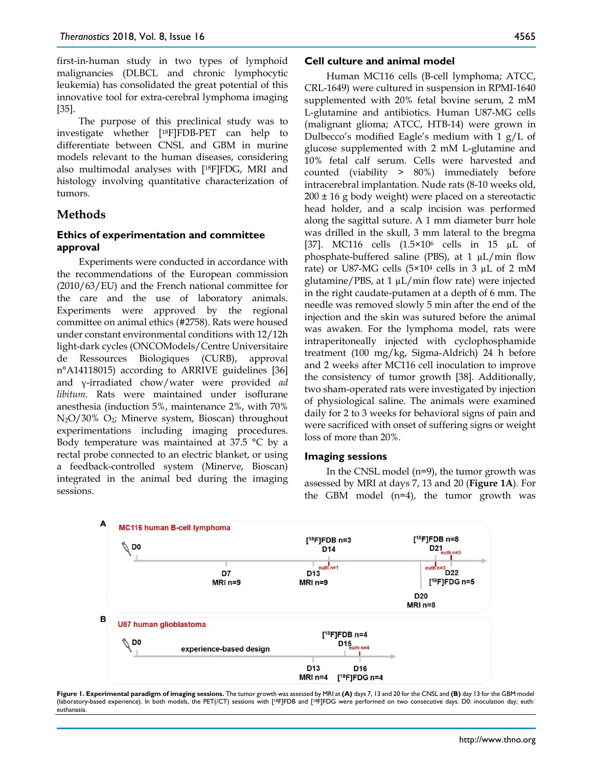first-in-human study in two types of lymphoid malignancies (DLBCL and chronic lymphocytic leukemia) has consolidated the great potential of this innovative tool for extra-cerebral lymphoma imaging [35].

The purpose of this preclinical study was to investigate whether [$^{18}$F]FDB-PET can help to differentiate between CNSL and GBM in murine models relevant to the human diseases, considering also multimodal analyses with [$^{18}$F]FDG, MRI and histology involving quantitative characterization of tumors.

## Methods

### Ethics of experimentation and committee approval

Experiments were conducted in accordance with the recommendations of the European commission (2010/63/EU) and the French national committee for the care and the use of laboratory animals. Experiments were approved by the regional committee on animal ethics (#2758). Rats were housed under constant environmental conditions with 12/12h light-dark cycles (ONCOModels/Centre Universitaire de Ressources Biologiques (CURB), approval n°A14118015) according to ARRIVE guidelines [36] and γ-irradiated chow/water were provided *ad libitum*. Rats were maintained under isoflurane anesthesia (induction 5%, maintenance 2%, with 70% $N_2O$/30% $O_2$; Minerve system, Bioscan) throughout experimentations including imaging procedures. Body temperature was maintained at 37.5 °C by a rectal probe connected to an electric blanket, or using a feedback-controlled system (Minerve, Bioscan) integrated in the animal bed during the imaging sessions.

### Cell culture and animal model

Human MC116 cells (B-cell lymphoma; ATCC, CRL-1649) were cultured in suspension in RPMI-1640 supplemented with 20% fetal bovine serum, 2 mM L-glutamine and antibiotics. Human U87-MG cells (malignant glioma; ATCC, HTB-14) were grown in Dulbecco's modified Eagle's medium with 1 g/L of glucose supplemented with 2 mM L-glutamine and 10% fetal calf serum. Cells were harvested and counted (viability > 80%) immediately before intracerebral implantation. Nude rats (8-10 weeks old, 200 ± 16 g body weight) were placed on a stereotactic head holder, and a scalp incision was performed along the sagittal suture. A 1 mm diameter burr hole was drilled in the skull, 3 mm lateral to the bregma [37]. MC116 cells ($1.5\times10^6$ cells in 15 µL of phosphate-buffered saline (PBS), at 1 µL/min flow rate) or U87-MG cells ($5\times10^4$ cells in 3 µL of 2 mM glutamine/PBS, at 1 µL/min flow rate) were injected in the right caudate-putamen at a depth of 6 mm. The needle was removed slowly 5 min after the end of the injection and the skin was sutured before the animal was awaken. For the lymphoma model, rats were intraperitoneally injected with cyclophosphamide treatment (100 mg/kg, Sigma-Aldrich) 24 h before and 2 weeks after MC116 cell inoculation to improve the consistency of tumor growth [38]. Additionally, two sham-operated rats were investigated by injection of physiological saline. The animals were examined daily for 2 to 3 weeks for behavioral signs of pain and were sacrificed with onset of suffering signs or weight loss of more than 20%.

### Imaging sessions

In the CNSL model (n=9), the tumor growth was assessed by MRI at days 7, 13 and 20 (**Figure 1A**). For the GBM model (n=4), the tumor growth was

A
MC116 human B-cell lymphoma
D0
D7
MRI n=9
[$^{18}$F]FDB n=3
D14
euth n=1
D13
MRI n=9
[$^{18}$F]FDB n=8
D21
euth n=5
euth n=3
D22
[$^{18}$F]FDG n=5
D20
MRI n=8

B
U87 human glioblastoma
D0
experience-based design
[$^{18}$F]FDB n=4
D15
euth n=4
D13
MRI n=4
D16
[$^{18}$F]FDG n=4

**Figure 1. Experimental paradigm of imaging sessions.** The tumor growth was assessed by MRI at **(A)** days 7, 13 and 20 for the CNSL and **(B)** day 13 for the GBM model (laboratory-based experience). In both models, the PET(/CT) sessions with [$^{18}$F]FDB and [$^{18}$F]FDG were performed on two consecutive days. D0: inoculation day; euth: euthanasia.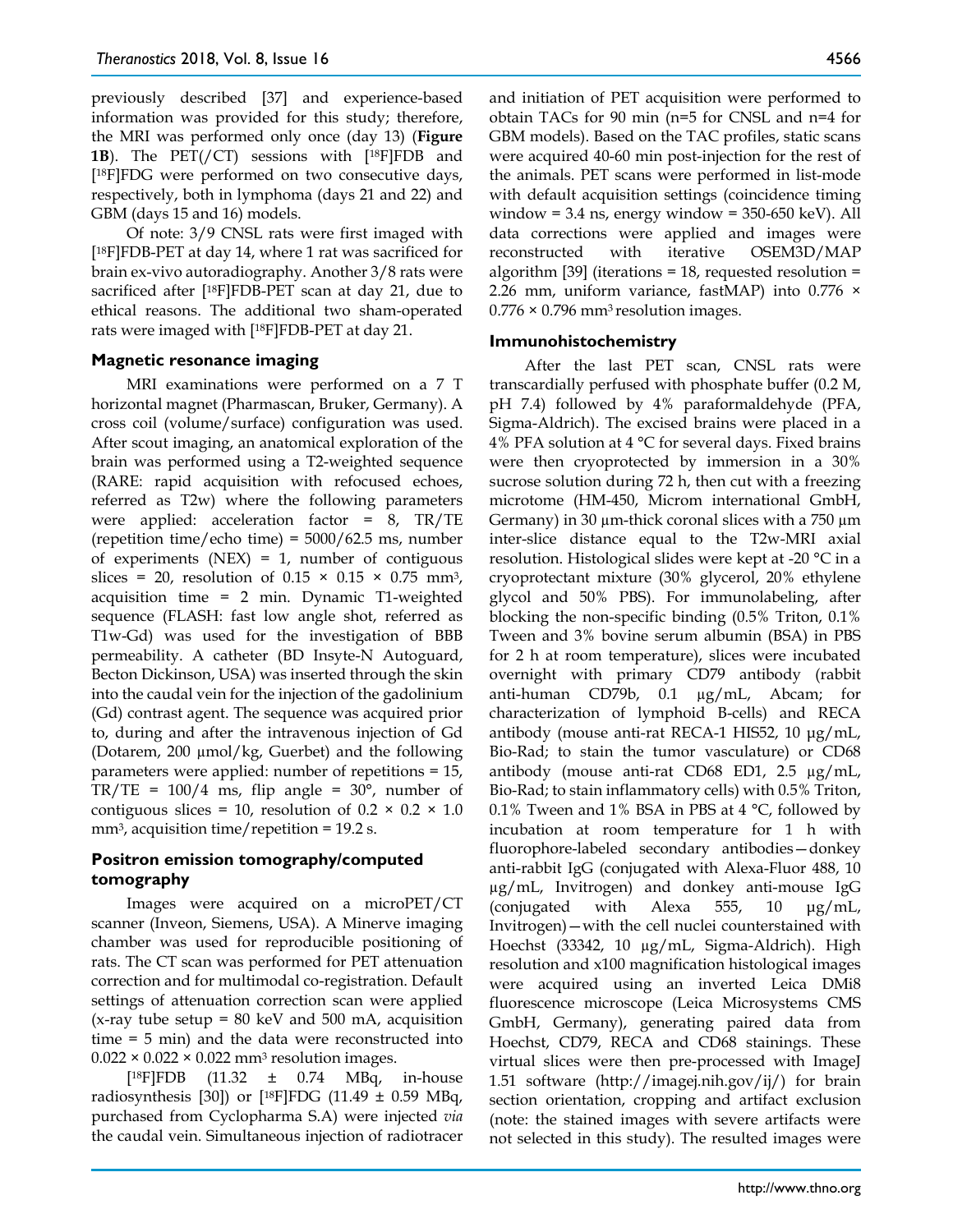previously described [37] and experience-based information was provided for this study; therefore, the MRI was performed only once (day 13) (**Figure 1B**). The PET(/CT) sessions with [$^{18}$F]FDB and [$^{18}$F]FDG were performed on two consecutive days, respectively, both in lymphoma (days 21 and 22) and GBM (days 15 and 16) models.

Of note: 3/9 CNSL rats were first imaged with [$^{18}$F]FDB-PET at day 14, where 1 rat was sacrificed for brain ex-vivo autoradiography. Another 3/8 rats were sacrificed after [$^{18}$F]FDB-PET scan at day 21, due to ethical reasons. The additional two sham-operated rats were imaged with [$^{18}$F]FDB-PET at day 21.

### Magnetic resonance imaging

MRI examinations were performed on a 7 T horizontal magnet (Pharmascan, Bruker, Germany). A cross coil (volume/surface) configuration was used. After scout imaging, an anatomical exploration of the brain was performed using a T2-weighted sequence (RARE: rapid acquisition with refocused echoes, referred as T2w) where the following parameters were applied: acceleration factor = 8, TR/TE (repetition time/echo time) = 5000/62.5 ms, number of experiments (NEX) = 1, number of contiguous slices = 20, resolution of 0.15 × 0.15 × 0.75 mm$^3$, acquisition time = 2 min. Dynamic T1-weighted sequence (FLASH: fast low angle shot, referred as T1w-Gd) was used for the investigation of BBB permeability. A catheter (BD Insyte-N Autoguard, Becton Dickinson, USA) was inserted through the skin into the caudal vein for the injection of the gadolinium (Gd) contrast agent. The sequence was acquired prior to, during and after the intravenous injection of Gd (Dotarem, 200 µmol/kg, Guerbet) and the following parameters were applied: number of repetitions = 15, TR/TE = 100/4 ms, flip angle = 30°, number of contiguous slices = 10, resolution of 0.2 × 0.2 × 1.0 mm$^3$, acquisition time/repetition = 19.2 s.

### Positron emission tomography/computed tomography

Images were acquired on a microPET/CT scanner (Inveon, Siemens, USA). A Minerve imaging chamber was used for reproducible positioning of rats. The CT scan was performed for PET attenuation correction and for multimodal co-registration. Default settings of attenuation correction scan were applied (x-ray tube setup = 80 keV and 500 mA, acquisition time = 5 min) and the data were reconstructed into 0.022 × 0.022 × 0.022 mm$^3$ resolution images.

[$^{18}$F]FDB (11.32 ± 0.74 MBq, in-house radiosynthesis [30]) or [$^{18}$F]FDG (11.49 ± 0.59 MBq, purchased from Cyclopharma S.A) were injected *via* the caudal vein. Simultaneous injection of radiotracer and initiation of PET acquisition were performed to obtain TACs for 90 min (n=5 for CNSL and n=4 for GBM models). Based on the TAC profiles, static scans were acquired 40-60 min post-injection for the rest of the animals. PET scans were performed in list-mode with default acquisition settings (coincidence timing window = 3.4 ns, energy window = 350-650 keV). All data corrections were applied and images were reconstructed with iterative OSEM3D/MAP algorithm [39] (iterations = 18, requested resolution = 2.26 mm, uniform variance, fastMAP) into 0.776 × 0.776 × 0.796 mm$^3$ resolution images.

### Immunohistochemistry

After the last PET scan, CNSL rats were transcardially perfused with phosphate buffer (0.2 M, pH 7.4) followed by 4% paraformaldehyde (PFA, Sigma-Aldrich). The excised brains were placed in a 4% PFA solution at 4 °C for several days. Fixed brains were then cryoprotected by immersion in a 30% sucrose solution during 72 h, then cut with a freezing microtome (HM-450, Microm international GmbH, Germany) in 30 µm-thick coronal slices with a 750 µm inter-slice distance equal to the T2w-MRI axial resolution. Histological slides were kept at -20 °C in a cryoprotectant mixture (30% glycerol, 20% ethylene glycol and 50% PBS). For immunolabeling, after blocking the non-specific binding (0.5% Triton, 0.1% Tween and 3% bovine serum albumin (BSA) in PBS for 2 h at room temperature), slices were incubated overnight with primary CD79 antibody (rabbit anti-human CD79b, 0.1 µg/mL, Abcam; for characterization of lymphoid B-cells) and RECA antibody (mouse anti-rat RECA-1 HIS52, 10 µg/mL, Bio-Rad; to stain the tumor vasculature) or CD68 antibody (mouse anti-rat CD68 ED1, 2.5 µg/mL, Bio-Rad; to stain inflammatory cells) with 0.5% Triton, 0.1% Tween and 1% BSA in PBS at 4 °C, followed by incubation at room temperature for 1 h with fluorophore-labeled secondary antibodies—donkey anti-rabbit IgG (conjugated with Alexa-Fluor 488, 10 µg/mL, Invitrogen) and donkey anti-mouse IgG (conjugated with Alexa 555, 10 µg/mL, Invitrogen)—with the cell nuclei counterstained with Hoechst (33342, 10 µg/mL, Sigma-Aldrich). High resolution and x100 magnification histological images were acquired using an inverted Leica DMi8 fluorescence microscope (Leica Microsystems CMS GmbH, Germany), generating paired data from Hoechst, CD79, RECA and CD68 stainings. These virtual slices were then pre-processed with ImageJ 1.51 software (http://imagej.nih.gov/ij/) for brain section orientation, cropping and artifact exclusion (note: the stained images with severe artifacts were not selected in this study). The resulted images were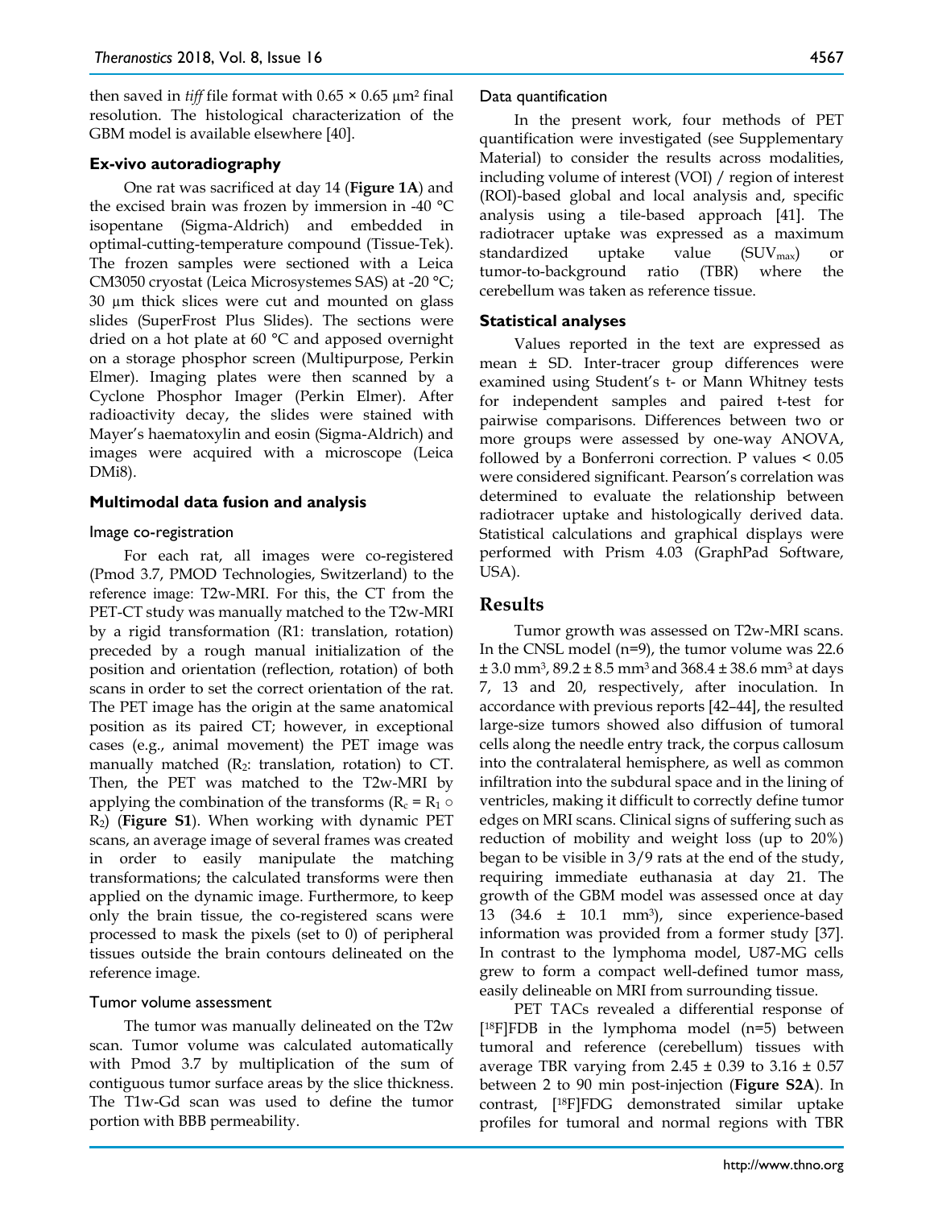then saved in *tiff* file format with 0.65 × 0.65 µm² final resolution. The histological characterization of the GBM model is available elsewhere [40].

### Ex-vivo autoradiography

One rat was sacrificed at day 14 (**Figure 1A**) and the excised brain was frozen by immersion in -40 °C isopentane (Sigma-Aldrich) and embedded in optimal-cutting-temperature compound (Tissue-Tek). The frozen samples were sectioned with a Leica CM3050 cryostat (Leica Microsystemes SAS) at -20 °C; 30 µm thick slices were cut and mounted on glass slides (SuperFrost Plus Slides). The sections were dried on a hot plate at 60 °C and apposed overnight on a storage phosphor screen (Multipurpose, Perkin Elmer). Imaging plates were then scanned by a Cyclone Phosphor Imager (Perkin Elmer). After radioactivity decay, the slides were stained with Mayer's haematoxylin and eosin (Sigma-Aldrich) and images were acquired with a microscope (Leica DMi8).

### Multimodal data fusion and analysis

#### Image co-registration

For each rat, all images were co-registered (Pmod 3.7, PMOD Technologies, Switzerland) to the reference image: T2w-MRI. For this, the CT from the PET-CT study was manually matched to the T2w-MRI by a rigid transformation (R1: translation, rotation) preceded by a rough manual initialization of the position and orientation (reflection, rotation) of both scans in order to set the correct orientation of the rat. The PET image has the origin at the same anatomical position as its paired CT; however, in exceptional cases (e.g., animal movement) the PET image was manually matched ($R_2$: translation, rotation) to CT. Then, the PET was matched to the T2w-MRI by applying the combination of the transforms ($R_c = R_1 \circ R_2$) (**Figure S1**). When working with dynamic PET scans, an average image of several frames was created in order to easily manipulate the matching transformations; the calculated transforms were then applied on the dynamic image. Furthermore, to keep only the brain tissue, the co-registered scans were processed to mask the pixels (set to 0) of peripheral tissues outside the brain contours delineated on the reference image.

#### Tumor volume assessment

The tumor was manually delineated on the T2w scan. Tumor volume was calculated automatically with Pmod 3.7 by multiplication of the sum of contiguous tumor surface areas by the slice thickness. The T1w-Gd scan was used to define the tumor portion with BBB permeability.

#### Data quantification

In the present work, four methods of PET quantification were investigated (see Supplementary Material) to consider the results across modalities, including volume of interest (VOI) / region of interest (ROI)-based global and local analysis and, specific analysis using a tile-based approach [41]. The radiotracer uptake was expressed as a maximum standardized uptake value ($SUV_{max}$) or tumor-to-background ratio (TBR) where the cerebellum was taken as reference tissue.

### Statistical analyses

Values reported in the text are expressed as mean ± SD. Inter-tracer group differences were examined using Student's t- or Mann Whitney tests for independent samples and paired t-test for pairwise comparisons. Differences between two or more groups were assessed by one-way ANOVA, followed by a Bonferroni correction. P values < 0.05 were considered significant. Pearson's correlation was determined to evaluate the relationship between radiotracer uptake and histologically derived data. Statistical calculations and graphical displays were performed with Prism 4.03 (GraphPad Software, USA).

## Results

Tumor growth was assessed on T2w-MRI scans. In the CNSL model (n=9), the tumor volume was 22.6 ± 3.0 mm³, 89.2 ± 8.5 mm³ and 368.4 ± 38.6 mm³ at days 7, 13 and 20, respectively, after inoculation. In accordance with previous reports [42–44], the resulted large-size tumors showed also diffusion of tumoral cells along the needle entry track, the corpus callosum into the contralateral hemisphere, as well as common infiltration into the subdural space and in the lining of ventricles, making it difficult to correctly define tumor edges on MRI scans. Clinical signs of suffering such as reduction of mobility and weight loss (up to 20%) began to be visible in 3/9 rats at the end of the study, requiring immediate euthanasia at day 21. The growth of the GBM model was assessed once at day 13 (34.6 ± 10.1 mm³), since experience-based information was provided from a former study [37]. In contrast to the lymphoma model, U87-MG cells grew to form a compact well-defined tumor mass, easily delineable on MRI from surrounding tissue.

PET TACs revealed a differential response of [$^{18}$F]FDB in the lymphoma model (n=5) between tumoral and reference (cerebellum) tissues with average TBR varying from 2.45 ± 0.39 to 3.16 ± 0.57 between 2 to 90 min post-injection (**Figure S2A**). In contrast, [$^{18}$F]FDG demonstrated similar uptake profiles for tumoral and normal regions with TBR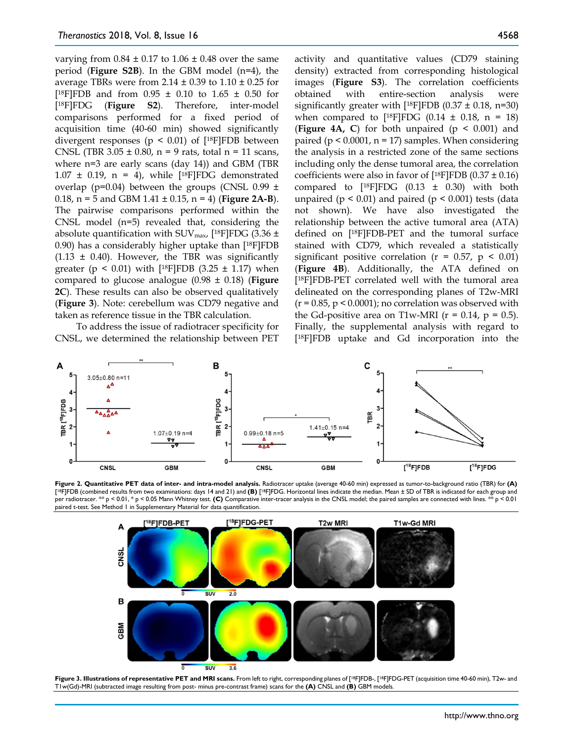varying from 0.84 ± 0.17 to 1.06 ± 0.48 over the same period (**Figure S2B**). In the GBM model (n=4), the average TBRs were from 2.14 ± 0.39 to 1.10 ± 0.25 for [18F]FDB and from 0.95 ± 0.10 to 1.65 ± 0.50 for [18F]FDG (**Figure S2**). Therefore, inter-model comparisons performed for a fixed period of acquisition time (40-60 min) showed significantly divergent responses ($p < 0.01$) of [18F]FDB between CNSL (TBR 3.05 ± 0.80, n = 9 rats, total n = 11 scans, where n=3 are early scans (day 14)) and GBM (TBR 1.07 ± 0.19, n = 4), while [18F]FDG demonstrated overlap (p=0.04) between the groups (CNSL 0.99 ± 0.18, n = 5 and GBM 1.41 ± 0.15, n = 4) (**Figure 2A-B**). The pairwise comparisons performed within the CNSL model (n=5) revealed that, considering the absolute quantification with $SUV_{max}$, [18F]FDG (3.36 ± 0.90) has a considerably higher uptake than [18F]FDB (1.13 ± 0.40). However, the TBR was significantly greater ($p < 0.01$) with [18F]FDB (3.25 ± 1.17) when compared to glucose analogue (0.98 ± 0.18) (**Figure 2C**). These results can also be observed qualitatively (**Figure 3**). Note: cerebellum was CD79 negative and taken as reference tissue in the TBR calculation.

To address the issue of radiotracer specificity for CNSL, we determined the relationship between PET activity and quantitative values (CD79 staining density) extracted from corresponding histological images (**Figure S3**). The correlation coefficients obtained with entire-section analysis were significantly greater with [18F]FDB (0.37 ± 0.18, n=30) when compared to [18F]FDG (0.14 ± 0.18, n = 18) (**Figure 4A, C**) for both unpaired ($p < 0.001$) and paired ($p < 0.0001$, n = 17) samples. When considering the analysis in a restricted zone of the same sections including only the dense tumoral area, the correlation coefficients were also in favor of [18F]FDB (0.37 ± 0.16) compared to [18F]FDG (0.13 ± 0.30) with both unpaired ($p < 0.01$) and paired ($p < 0.001$) tests (data not shown). We have also investigated the relationship between the active tumoral area (ATA) defined on [18F]FDB-PET and the tumoral surface stained with CD79, which revealed a statistically significant positive correlation ($r = 0.57$, $p < 0.01$) (**Figure 4B**). Additionally, the ATA defined on [18F]FDB-PET correlated well with the tumoral area delineated on the corresponding planes of T2w-MRI ($r = 0.85$, $p < 0.0001$); no correlation was observed with the Gd-positive area on T1w-MRI ($r = 0.14$, $p = 0.5$). Finally, the supplemental analysis with regard to [18F]FDB uptake and Gd incorporation into the

A
TBR [18F]FDB
3.05±0.80 n=11
1.07±0.19 n=4
**
CNSL GBM

B
TBR [18F]FDG
0.99±0.18 n=5
1.41±0.15 n=4
*
CNSL GBM

C
TBR
**
[18F]FDB [18F]FDG

**Figure 2. Quantitative PET data of inter- and intra-model analysis.** Radiotracer uptake (average 40-60 min) expressed as tumor-to-background ratio (TBR) for **(A)** [18F]FDB (combined results from two examinations: days 14 and 21) and **(B)** [18F]FDG. Horizontal lines indicate the median. Mean ± SD of TBR is indicated for each group and per radiotracer. ** p < 0.01, * p < 0.05 Mann Whitney test. **(C)** Comparative inter-tracer analysis in the CNSL model; the paired samples are connected with lines. ** p < 0.01 paired t-test. See Method 1 in Supplementary Material for data quantification.

[18F]FDB-PET [18F]FDG-PET T2w MRI T1w-Gd MRI
A CNSL
SUV 0 2.0
B GBM
SUV 0 3.6

**Figure 3. Illustrations of representative PET and MRI scans.** From left to right, corresponding planes of [18F]FDB-, [18F]FDG-PET (acquisition time 40-60 min), T2w- and T1w(Gd)-MRI (subtracted image resulting from post- minus pre-contrast frame) scans for the **(A)** CNSL and **(B)** GBM models.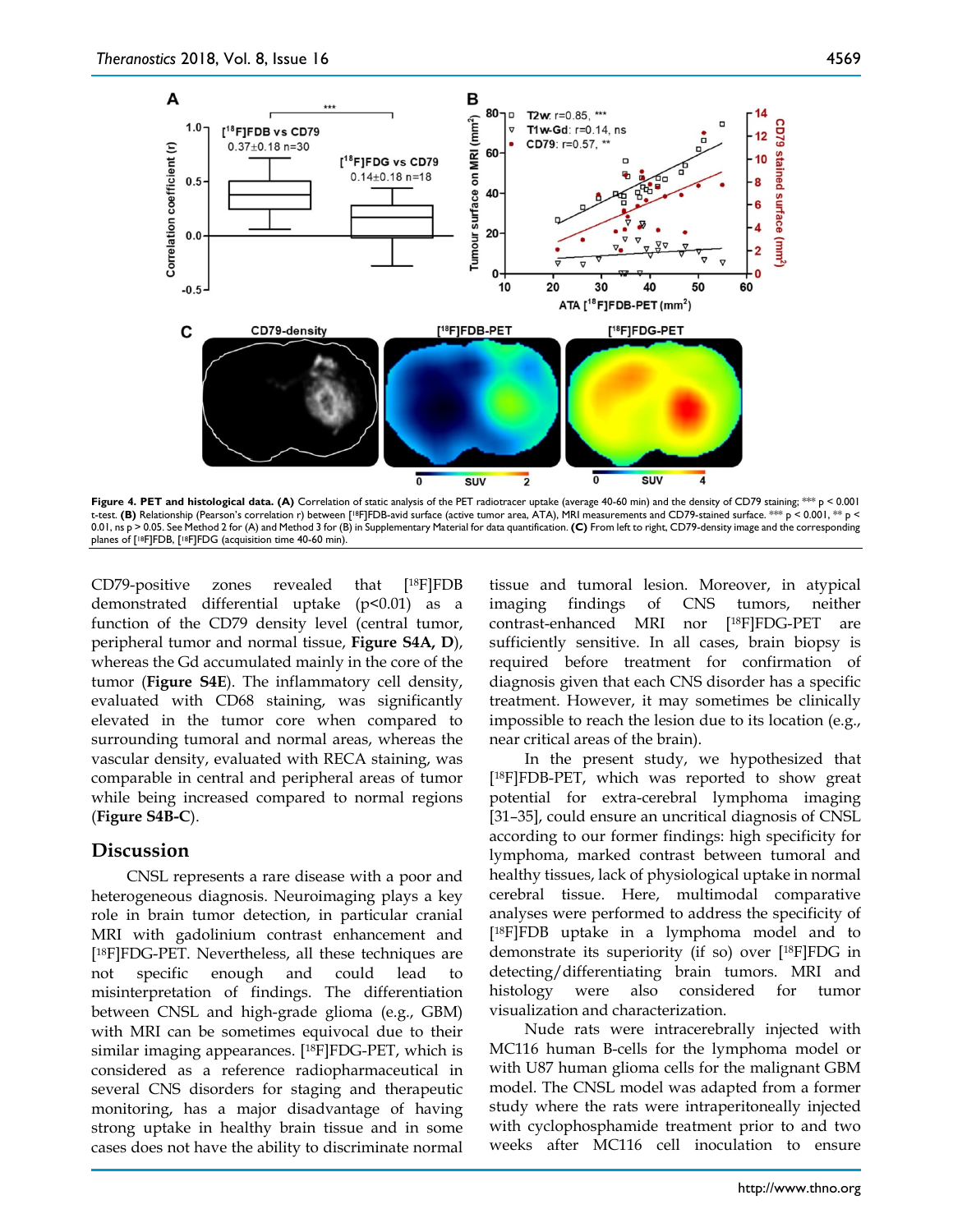A

1.0
0.5
0.0
-0.5
Correlation coefficient (r)

***

[$^{18}$F]FDB vs CD79
0.37±0.18 n=30

[$^{18}$F]FDG vs CD79
0.14±0.18 n=18

B

T2w: r=0.85, ***
T1w-Gd: r=0.14, ns
CD79: r=0.57, **

Tumour surface on MRI (mm$^2$)
80
60
40
20
0

10 20 30 40 50 60
ATA [$^{18}$F]FDB-PET (mm$^2$)

CD79 stained surface (mm$^2$)
14
12
10
8
6
4
2
0

C

CD79-density
[$^{18}$F]FDB-PET
[$^{18}$F]FDG-PET

0 SUV 2
0 SUV 4

**Figure 4. PET and histological data. (A)** Correlation of static analysis of the PET radiotracer uptake (average 40-60 min) and the density of CD79 staining; *** p < 0.001 t-test. **(B)** Relationship (Pearson's correlation r) between [$^{18}$F]FDB-avid surface (active tumor area, ATA), MRI measurements and CD79-stained surface. *** p < 0.001, ** p < 0.01, ns p > 0.05. See Method 2 for (A) and Method 3 for (B) in Supplementary Material for data quantification. **(C)** From left to right, CD79-density image and the corresponding planes of [$^{18}$F]FDB, [$^{18}$F]FDG (acquisition time 40-60 min).

CD79-positive zones revealed that [$^{18}$F]FDB demonstrated differential uptake ($p<0.01$) as a function of the CD79 density level (central tumor, peripheral tumor and normal tissue, **Figure S4A, D**), whereas the Gd accumulated mainly in the core of the tumor (**Figure S4E**). The inflammatory cell density, evaluated with CD68 staining, was significantly elevated in the tumor core when compared to surrounding tumoral and normal areas, whereas the vascular density, evaluated with RECA staining, was comparable in central and peripheral areas of tumor while being increased compared to normal regions (**Figure S4B-C**).

## Discussion

CNSL represents a rare disease with a poor and heterogeneous diagnosis. Neuroimaging plays a key role in brain tumor detection, in particular cranial MRI with gadolinium contrast enhancement and [$^{18}$F]FDG-PET. Nevertheless, all these techniques are not specific enough and could lead to misinterpretation of findings. The differentiation between CNSL and high-grade glioma (e.g., GBM) with MRI can be sometimes equivocal due to their similar imaging appearances. [$^{18}$F]FDG-PET, which is considered as a reference radiopharmaceutical in several CNS disorders for staging and therapeutic monitoring, has a major disadvantage of having strong uptake in healthy brain tissue and in some cases does not have the ability to discriminate normal tissue and tumoral lesion. Moreover, in atypical imaging findings of CNS tumors, neither contrast-enhanced MRI nor [$^{18}$F]FDG-PET are sufficiently sensitive. In all cases, brain biopsy is required before treatment for confirmation of diagnosis given that each CNS disorder has a specific treatment. However, it may sometimes be clinically impossible to reach the lesion due to its location (e.g., near critical areas of the brain).

In the present study, we hypothesized that [$^{18}$F]FDB-PET, which was reported to show great potential for extra-cerebral lymphoma imaging [31–35], could ensure an uncritical diagnosis of CNSL according to our former findings: high specificity for lymphoma, marked contrast between tumoral and healthy tissues, lack of physiological uptake in normal cerebral tissue. Here, multimodal comparative analyses were performed to address the specificity of [$^{18}$F]FDB uptake in a lymphoma model and to demonstrate its superiority (if so) over [$^{18}$F]FDG in detecting/differentiating brain tumors. MRI and histology were also considered for tumor visualization and characterization.

Nude rats were intracerebrally injected with MC116 human B-cells for the lymphoma model or with U87 human glioma cells for the malignant GBM model. The CNSL model was adapted from a former study where the rats were intraperitoneally injected with cyclophosphamide treatment prior to and two weeks after MC116 cell inoculation to ensure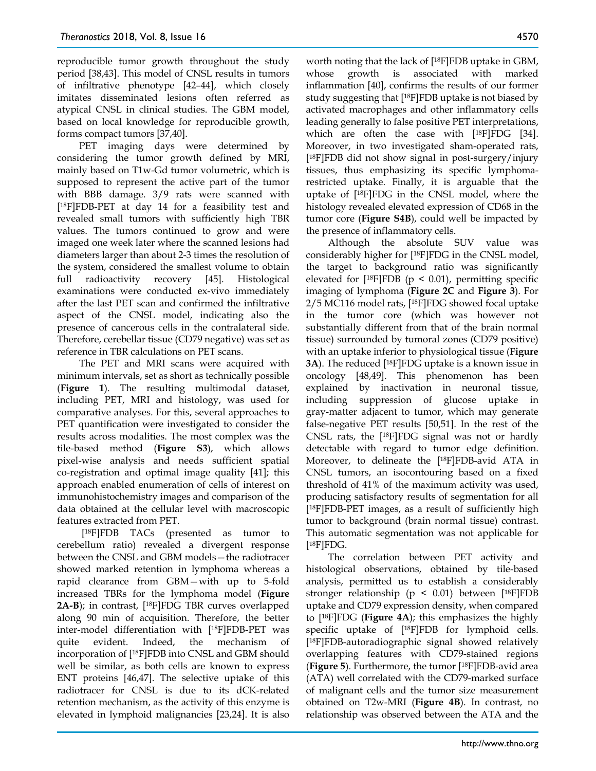reproducible tumor growth throughout the study period [38,43]. This model of CNSL results in tumors of infiltrative phenotype [42–44], which closely imitates disseminated lesions often referred as atypical CNSL in clinical studies. The GBM model, based on local knowledge for reproducible growth, forms compact tumors [37,40].

PET imaging days were determined by considering the tumor growth defined by MRI, mainly based on T1w-Gd tumor volumetric, which is supposed to represent the active part of the tumor with BBB damage. 3/9 rats were scanned with [$^{18}$F]FDB-PET at day 14 for a feasibility test and revealed small tumors with sufficiently high TBR values. The tumors continued to grow and were imaged one week later where the scanned lesions had diameters larger than about 2-3 times the resolution of the system, considered the smallest volume to obtain full radioactivity recovery [45]. Histological examinations were conducted ex-vivo immediately after the last PET scan and confirmed the infiltrative aspect of the CNSL model, indicating also the presence of cancerous cells in the contralateral side. Therefore, cerebellar tissue (CD79 negative) was set as reference in TBR calculations on PET scans.

The PET and MRI scans were acquired with minimum intervals, set as short as technically possible (**Figure 1**). The resulting multimodal dataset, including PET, MRI and histology, was used for comparative analyses. For this, several approaches to PET quantification were investigated to consider the results across modalities. The most complex was the tile-based method (**Figure S3**), which allows pixel-wise analysis and needs sufficient spatial co-registration and optimal image quality [41]; this approach enabled enumeration of cells of interest on immunohistochemistry images and comparison of the data obtained at the cellular level with macroscopic features extracted from PET.

[$^{18}$F]FDB TACs (presented as tumor to cerebellum ratio) revealed a divergent response between the CNSL and GBM models—the radiotracer showed marked retention in lymphoma whereas a rapid clearance from GBM—with up to 5-fold increased TBRs for the lymphoma model (**Figure 2A-B**); in contrast, [$^{18}$F]FDG TBR curves overlapped along 90 min of acquisition. Therefore, the better inter-model differentiation with [$^{18}$F]FDB-PET was quite evident. Indeed, the mechanism of incorporation of [$^{18}$F]FDB into CNSL and GBM should well be similar, as both cells are known to express ENT proteins [46,47]. The selective uptake of this radiotracer for CNSL is due to its dCK-related retention mechanism, as the activity of this enzyme is elevated in lymphoid malignancies [23,24]. It is also worth noting that the lack of [$^{18}$F]FDB uptake in GBM, whose growth is associated with marked inflammation [40], confirms the results of our former study suggesting that [$^{18}$F]FDB uptake is not biased by activated macrophages and other inflammatory cells leading generally to false positive PET interpretations, which are often the case with [$^{18}$F]FDG [34]. Moreover, in two investigated sham-operated rats, [$^{18}$F]FDB did not show signal in post-surgery/injury tissues, thus emphasizing its specific lymphoma-restricted uptake. Finally, it is arguable that the uptake of [$^{18}$F]FDG in the CNSL model, where the histology revealed elevated expression of CD68 in the tumor core (**Figure S4B**), could well be impacted by the presence of inflammatory cells.

Although the absolute SUV value was considerably higher for [$^{18}$F]FDG in the CNSL model, the target to background ratio was significantly elevated for [$^{18}$F]FDB ($p < 0.01$), permitting specific imaging of lymphoma (**Figure 2C** and **Figure 3**). For 2/5 MC116 model rats, [$^{18}$F]FDG showed focal uptake in the tumor core (which was however not substantially different from that of the brain normal tissue) surrounded by tumoral zones (CD79 positive) with an uptake inferior to physiological tissue (**Figure 3A**). The reduced [$^{18}$F]FDG uptake is a known issue in oncology [48,49]. This phenomenon has been explained by inactivation in neuronal tissue, including suppression of glucose uptake in gray-matter adjacent to tumor, which may generate false-negative PET results [50,51]. In the rest of the CNSL rats, the [$^{18}$F]FDG signal was not or hardly detectable with regard to tumor edge definition. Moreover, to delineate the [$^{18}$F]FDB-avid ATA in CNSL tumors, an isocontouring based on a fixed threshold of 41% of the maximum activity was used, producing satisfactory results of segmentation for all [$^{18}$F]FDB-PET images, as a result of sufficiently high tumor to background (brain normal tissue) contrast. This automatic segmentation was not applicable for [$^{18}$F]FDG.

The correlation between PET activity and histological observations, obtained by tile-based analysis, permitted us to establish a considerably stronger relationship ($p < 0.01$) between [$^{18}$F]FDB uptake and CD79 expression density, when compared to [$^{18}$F]FDG (**Figure 4A**); this emphasizes the highly specific uptake of [$^{18}$F]FDB for lymphoid cells. [$^{18}$F]FDB-autoradiographic signal showed relatively overlapping features with CD79-stained regions (**Figure 5**). Furthermore, the tumor [$^{18}$F]FDB-avid area (ATA) well correlated with the CD79-marked surface of malignant cells and the tumor size measurement obtained on T2w-MRI (**Figure 4B**). In contrast, no relationship was observed between the ATA and the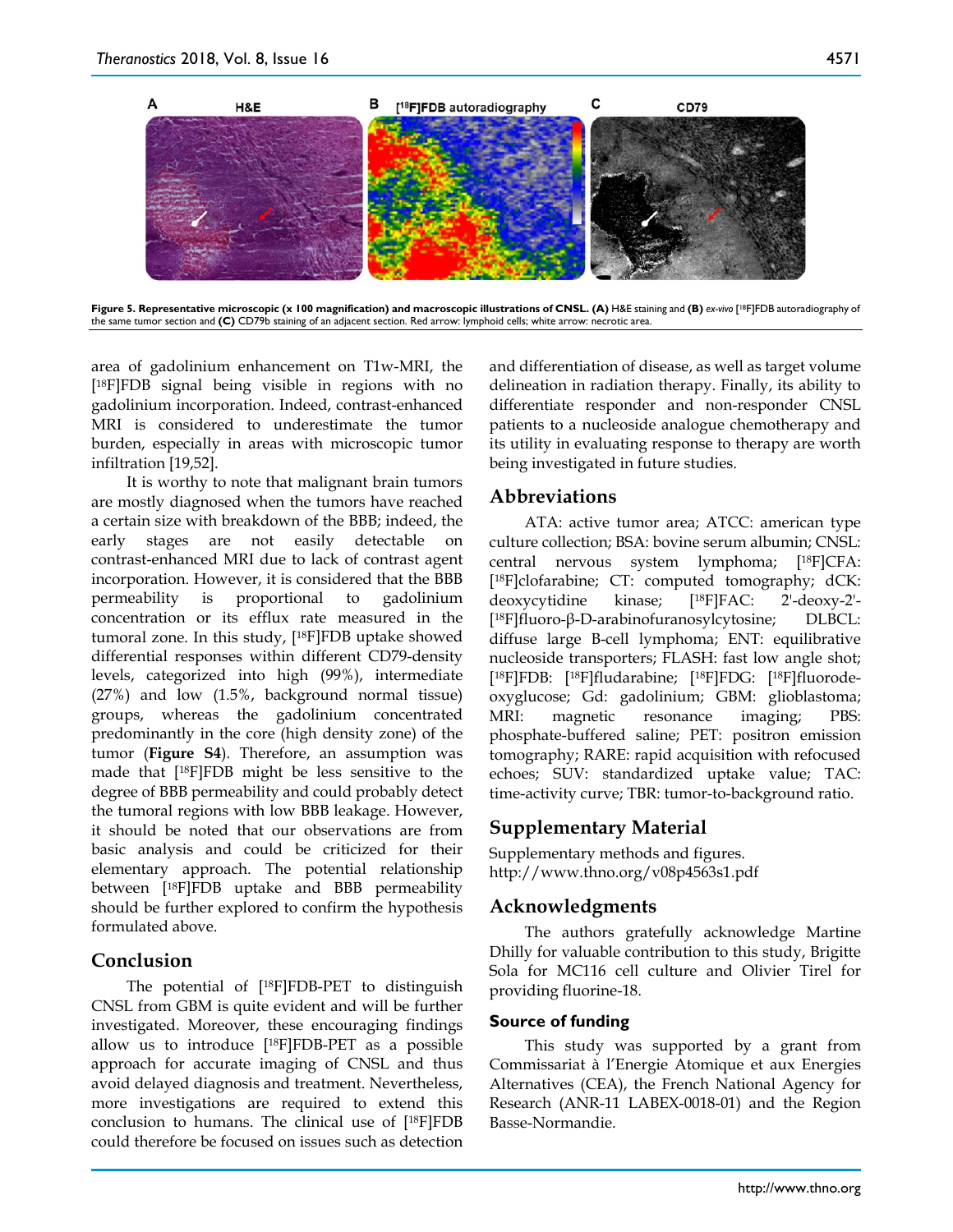A H&E

B [18F]FDB autoradiography

C CD79

**Figure 5. Representative microscopic (x 100 magnification) and macroscopic illustrations of CNSL. (A)** H&E staining and **(B)** *ex-vivo* [18F]FDB autoradiography of the same tumor section and **(C)** CD79b staining of an adjacent section. Red arrow: lymphoid cells; white arrow: necrotic area.

area of gadolinium enhancement on T1w-MRI, the [18F]FDB signal being visible in regions with no gadolinium incorporation. Indeed, contrast-enhanced MRI is considered to underestimate the tumor burden, especially in areas with microscopic tumor infiltration [19,52].

It is worthy to note that malignant brain tumors are mostly diagnosed when the tumors have reached a certain size with breakdown of the BBB; indeed, the early stages are not easily detectable on contrast-enhanced MRI due to lack of contrast agent incorporation. However, it is considered that the BBB permeability is proportional to gadolinium concentration or its efflux rate measured in the tumoral zone. In this study, [18F]FDB uptake showed differential responses within different CD79-density levels, categorized into high (99%), intermediate (27%) and low (1.5%, background normal tissue) groups, whereas the gadolinium concentrated predominantly in the core (high density zone) of the tumor (**Figure S4**). Therefore, an assumption was made that [18F]FDB might be less sensitive to the degree of BBB permeability and could probably detect the tumoral regions with low BBB leakage. However, it should be noted that our observations are from basic analysis and could be criticized for their elementary approach. The potential relationship between [18F]FDB uptake and BBB permeability should be further explored to confirm the hypothesis formulated above.

## Conclusion

The potential of [18F]FDB-PET to distinguish CNSL from GBM is quite evident and will be further investigated. Moreover, these encouraging findings allow us to introduce [18F]FDB-PET as a possible approach for accurate imaging of CNSL and thus avoid delayed diagnosis and treatment. Nevertheless, more investigations are required to extend this conclusion to humans. The clinical use of [18F]FDB could therefore be focused on issues such as detection and differentiation of disease, as well as target volume delineation in radiation therapy. Finally, its ability to differentiate responder and non-responder CNSL patients to a nucleoside analogue chemotherapy and its utility in evaluating response to therapy are worth being investigated in future studies.

## Abbreviations

ATA: active tumor area; ATCC: american type culture collection; BSA: bovine serum albumin; CNSL: central nervous system lymphoma; [18F]CFA: [18F]clofarabine; CT: computed tomography; dCK: deoxycytidine kinase; [18F]FAC: 2'-deoxy-2'-[18F]fluoro-β-D-arabinofuranosylcytosine; DLBCL: diffuse large B-cell lymphoma; ENT: equilibrative nucleoside transporters; FLASH: fast low angle shot; [18F]FDB: [18F]fludarabine; [18F]FDG: [18F]fluorodeoxyglucose; Gd: gadolinium; GBM: glioblastoma; MRI: magnetic resonance imaging; PBS: phosphate-buffered saline; PET: positron emission tomography; RARE: rapid acquisition with refocused echoes; SUV: standardized uptake value; TAC: time-activity curve; TBR: tumor-to-background ratio.

## Supplementary Material

Supplementary methods and figures.
http://www.thno.org/v08p4563s1.pdf

## Acknowledgments

The authors gratefully acknowledge Martine Dhilly for valuable contribution to this study, Brigitte Sola for MC116 cell culture and Olivier Tirel for providing fluorine-18.

### Source of funding

This study was supported by a grant from Commissariat à l'Energie Atomique et aux Energies Alternatives (CEA), the French National Agency for Research (ANR-11 LABEX-0018-01) and the Region Basse-Normandie.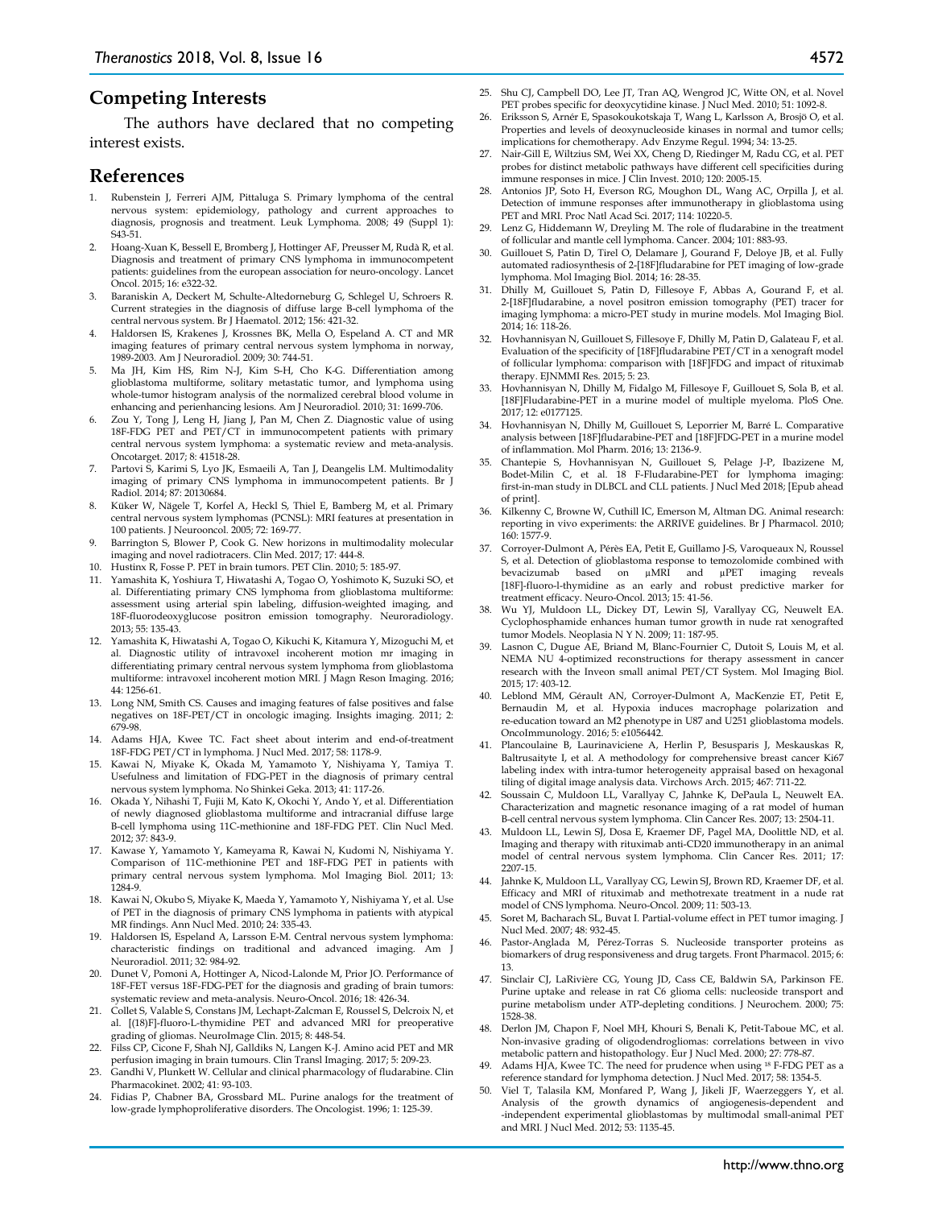## Competing Interests

The authors have declared that no competing interest exists.

## References

1. Rubenstein J, Ferreri AJM, Pittaluga S. Primary lymphoma of the central nervous system: epidemiology, pathology and current approaches to diagnosis, prognosis and treatment. Leuk Lymphoma. 2008; 49 (Suppl 1): S43-51.
2. Hoang-Xuan K, Bessell E, Bromberg J, Hottinger AF, Preusser M, Rudà R, et al. Diagnosis and treatment of primary CNS lymphoma in immunocompetent patients: guidelines from the european association for neuro-oncology. Lancet Oncol. 2015; 16: e322-32.
3. Baraniskin A, Deckert M, Schulte-Altedorneburg G, Schlegel U, Schroers R. Current strategies in the diagnosis of diffuse large B-cell lymphoma of the central nervous system. Br J Haematol. 2012; 156: 421-32.
4. Haldorsen IS, Krakenes J, Krossnes BK, Mella O, Espeland A. CT and MR imaging features of primary central nervous system lymphoma in norway, 1989-2003. Am J Neuroradiol. 2009; 30: 744-51.
5. Ma JH, Kim HS, Rim N-J, Kim S-H, Cho K-G. Differentiation among glioblastoma multiforme, solitary metastatic tumor, and lymphoma using whole-tumor histogram analysis of the normalized cerebral blood volume in enhancing and perienhancing lesions. Am J Neuroradiol. 2010; 31: 1699-706.
6. Zou Y, Tong J, Leng H, Jiang J, Pan M, Chen Z. Diagnostic value of using 18F-FDG PET and PET/CT in immunocompetent patients with primary central nervous system lymphoma: a systematic review and meta-analysis. Oncotarget. 2017; 8: 41518-28.
7. Partovi S, Karimi S, Lyo JK, Esmaeili A, Tan J, Deangelis LM. Multimodality imaging of primary CNS lymphoma in immunocompetent patients. Br J Radiol. 2014; 87: 20130684.
8. Küker W, Nägele T, Korfel A, Heckl S, Thiel E, Bamberg M, et al. Primary central nervous system lymphomas (PCNSL): MRI features at presentation in 100 patients. J Neurooncol. 2005; 72: 169-77.
9. Barrington S, Blower P, Cook G. New horizons in multimodality molecular imaging and novel radiotracers. Clin Med. 2017; 17: 444-8.
10. Hustinx R, Fosse P. PET in brain tumors. PET Clin. 2010; 5: 185-97.
11. Yamashita K, Yoshiura T, Hiwatashi A, Togao O, Yoshimoto K, Suzuki SO, et al. Differentiating primary CNS lymphoma from glioblastoma multiforme: assessment using arterial spin labeling, diffusion-weighted imaging, and 18F-fluorodeoxyglucose positron emission tomography. Neuroradiology. 2013; 55: 135-43.
12. Yamashita K, Hiwatashi A, Togao O, Kikuchi K, Kitamura Y, Mizoguchi M, et al. Diagnostic utility of intravoxel incoherent motion mr imaging in differentiating primary central nervous system lymphoma from glioblastoma multiforme: intravoxel incoherent motion MRI. J Magn Reson Imaging. 2016; 44: 1256-61.
13. Long NM, Smith CS. Causes and imaging features of false positives and false negatives on 18F-PET/CT in oncologic imaging. Insights imaging. 2011; 2: 679-98.
14. Adams HJA, Kwee TC. Fact sheet about interim and end-of-treatment 18F-FDG PET/CT in lymphoma. J Nucl Med. 2017; 58: 1178-9.
15. Kawai N, Miyake K, Okada M, Yamamoto Y, Nishiyama Y, Tamiya T. Usefulness and limitation of FDG-PET in the diagnosis of primary central nervous system lymphoma. No Shinkei Geka. 2013; 41: 117-26.
16. Okada Y, Nihashi T, Fujii M, Kato K, Okochi Y, Ando Y, et al. Differentiation of newly diagnosed glioblastoma multiforme and intracranial diffuse large B-cell lymphoma using 11C-methionine and 18F-FDG PET. Clin Nucl Med. 2012; 37: 843-9.
17. Kawase Y, Yamamoto Y, Kameyama R, Kawai N, Kudomi N, Nishiyama Y. Comparison of 11C-methionine PET and 18F-FDG PET in patients with primary central nervous system lymphoma. Mol Imaging Biol. 2011; 13: 1284-9.
18. Kawai N, Okubo S, Miyake K, Maeda Y, Yamamoto Y, Nishiyama Y, et al. Use of PET in the diagnosis of primary CNS lymphoma in patients with atypical MR findings. Ann Nucl Med. 2010; 24: 335-43.
19. Haldorsen IS, Espeland A, Larsson E-M. Central nervous system lymphoma: characteristic findings on traditional and advanced imaging. Am J Neuroradiol. 2011; 32: 984-92.
20. Dunet V, Pomoni A, Hottinger A, Nicod-Lalonde M, Prior JO. Performance of 18F-FET versus 18F-FDG-PET for the diagnosis and grading of brain tumors: systematic review and meta-analysis. Neuro-Oncol. 2016; 18: 426-34.
21. Collet S, Valable S, Constans JM, Lechapt-Zalcman E, Roussel S, Delcroix N, et al. [(18)F]-fluoro-L-thymidine PET and advanced MRI for preoperative grading of gliomas. NeuroImage Clin. 2015; 8: 448-54.
22. Filss CP, Cicone F, Shah NJ, Galldiks N, Langen K-J. Amino acid PET and MR perfusion imaging in brain tumours. Clin Transl Imaging. 2017; 5: 209-23.
23. Gandhi V, Plunkett W. Cellular and clinical pharmacology of fludarabine. Clin Pharmacokinet. 2002; 41: 93-103.
24. Fidias P, Chabner BA, Grossbard ML. Purine analogs for the treatment of low-grade lymphoproliferative disorders. The Oncologist. 1996; 1: 125-39.
25. Shu CJ, Campbell DO, Lee JT, Tran AQ, Wengrod JC, Witte ON, et al. Novel PET probes specific for deoxycytidine kinase. J Nucl Med. 2010; 51: 1092-8.
26. Eriksson S, Arnér E, Spasokoukotskaja T, Wang L, Karlsson A, Brosjö O, et al. Properties and levels of deoxynucleoside kinases in normal and tumor cells; implications for chemotherapy. Adv Enzyme Regul. 1994; 34: 13-25.
27. Nair-Gill E, Wiltzius SM, Wei XX, Cheng D, Riedinger M, Radu CG, et al. PET probes for distinct metabolic pathways have different cell specificities during immune responses in mice. J Clin Invest. 2010; 120: 2005-15.
28. Antonios JP, Soto H, Everson RG, Moughon DL, Wang AC, Orpilla J, et al. Detection of immune responses after immunotherapy in glioblastoma using PET and MRI. Proc Natl Acad Sci. 2017; 114: 10220-5.
29. Lenz G, Hiddemann W, Dreyling M. The role of fludarabine in the treatment of follicular and mantle cell lymphoma. Cancer. 2004; 101: 883-93.
30. Guillouet S, Patin D, Tirel O, Delamare J, Gourand F, Deloye JB, et al. Fully automated radiosynthesis of 2-[18F]fludarabine for PET imaging of low-grade lymphoma. Mol Imaging Biol. 2014; 16: 28-35.
31. Dhilly M, Guillouet S, Patin D, Fillesoye F, Abbas A, Gourand F, et al. 2-[18F]fludarabine, a novel positron emission tomography (PET) tracer for imaging lymphoma: a micro-PET study in murine models. Mol Imaging Biol. 2014; 16: 118-26.
32. Hovhannisyan N, Guillouet S, Fillesoye F, Dhilly M, Patin D, Galateau F, et al. Evaluation of the specificity of [18F]fludarabine PET/CT in a xenograft model of follicular lymphoma: comparison with [18F]FDG and impact of rituximab therapy. EJNMMI Res. 2015; 5: 23.
33. Hovhannisyan N, Dhilly M, Fidalgo M, Fillesoye F, Guillouet S, Sola B, et al. [18F]Fludarabine-PET in a murine model of multiple myeloma. PloS One. 2017; 12: e0177125.
34. Hovhannisyan N, Dhilly M, Guillouet S, Leporrier M, Barré L. Comparative analysis between [18F]fludarabine-PET and [18F]FDG-PET in a murine model of inflammation. Mol Pharm. 2016; 13: 2136-9.
35. Chantepie S, Hovhannisyan N, Guillouet S, Pelage J-P, Ibazizene M, Bodet-Milin C, et al. 18 F-Fludarabine-PET for lymphoma imaging: first-in-man study in DLBCL and CLL patients. J Nucl Med 2018; [Epub ahead of print].
36. Kilkenny C, Browne W, Cuthill IC, Emerson M, Altman DG. Animal research: reporting in vivo experiments: the ARRIVE guidelines. Br J Pharmacol. 2010; 160: 1577-9.
37. Corroyer-Dulmont A, Pérès EA, Petit E, Guillamo J-S, Varoqueaux N, Roussel S, et al. Detection of glioblastoma response to temozolomide combined with bevacizumab based on µMRI and µPET imaging reveals [18F]-fluoro-l-thymidine as an early and robust predictive marker for treatment efficacy. Neuro-Oncol. 2013; 15: 41-56.
38. Wu YJ, Muldoon LL, Dickey DT, Lewin SJ, Varallyay CG, Neuwelt EA. Cyclophosphamide enhances human tumor growth in nude rat xenografted tumor Models. Neoplasia N Y N. 2009; 11: 187-95.
39. Lasnon C, Dugue AE, Briand M, Blanc-Fournier C, Dutoit S, Louis M, et al. NEMA NU 4-optimized reconstructions for therapy assessment in cancer research with the Inveon small animal PET/CT System. Mol Imaging Biol. 2015; 17: 403-12.
40. Leblond MM, Gérault AN, Corroyer-Dulmont A, MacKenzie ET, Petit E, Bernaudin M, et al. Hypoxia induces macrophage polarization and re-education toward an M2 phenotype in U87 and U251 glioblastoma models. OncoImmunology. 2016; 5: e1056442.
41. Plancoulaine B, Laurinaviciene A, Herlin P, Besusparis J, Meskauskas R, Baltrusaityte I, et al. A methodology for comprehensive breast cancer Ki67 labeling index with intra-tumor heterogeneity appraisal based on hexagonal tiling of digital image analysis data. Virchows Arch. 2015; 467: 711-22.
42. Soussain C, Muldoon LL, Varallyay C, Jahnke K, DePaula L, Neuwelt EA. Characterization and magnetic resonance imaging of a rat model of human B-cell central nervous system lymphoma. Clin Cancer Res. 2007; 13: 2504-11.
43. Muldoon LL, Lewin SJ, Dosa E, Kraemer DF, Pagel MA, Doolittle ND, et al. Imaging and therapy with rituximab anti-CD20 immunotherapy in an animal model of central nervous system lymphoma. Clin Cancer Res. 2011; 17: 2207-15.
44. Jahnke K, Muldoon LL, Varallyay CG, Lewin SJ, Brown RD, Kraemer DF, et al. Efficacy and MRI of rituximab and methotrexate treatment in a nude rat model of CNS lymphoma. Neuro-Oncol. 2009; 11: 503-13.
45. Soret M, Bacharach SL, Buvat I. Partial-volume effect in PET tumor imaging. J Nucl Med. 2007; 48: 932-45.
46. Pastor-Anglada M, Pérez-Torras S. Nucleoside transporter proteins as biomarkers of drug responsiveness and drug targets. Front Pharmacol. 2015; 6: 13.
47. Sinclair CJ, LaRivière CG, Young JD, Cass CE, Baldwin SA, Parkinson FE. Purine uptake and release in rat C6 glioma cells: nucleoside transport and purine metabolism under ATP-depleting conditions. J Neurochem. 2000; 75: 1528-38.
48. Derlon JM, Chapon F, Noel MH, Khouri S, Benali K, Petit-Taboue MC, et al. Non-invasive grading of oligodendrogliomas: correlations between in vivo metabolic pattern and histopathology. Eur J Nucl Med. 2000; 27: 778-87.
49. Adams HJA, Kwee TC. The need for prudence when using 18 F-FDG PET as a reference standard for lymphoma detection. J Nucl Med. 2017; 58: 1354-5.
50. Viel T, Talasila KM, Monfared P, Wang J, Jikeli JF, Waerzeggers Y, et al. Analysis of the growth dynamics of angiogenesis-dependent and -independent experimental glioblastomas by multimodal small-animal PET and MRI. J Nucl Med. 2012; 53: 1135-45.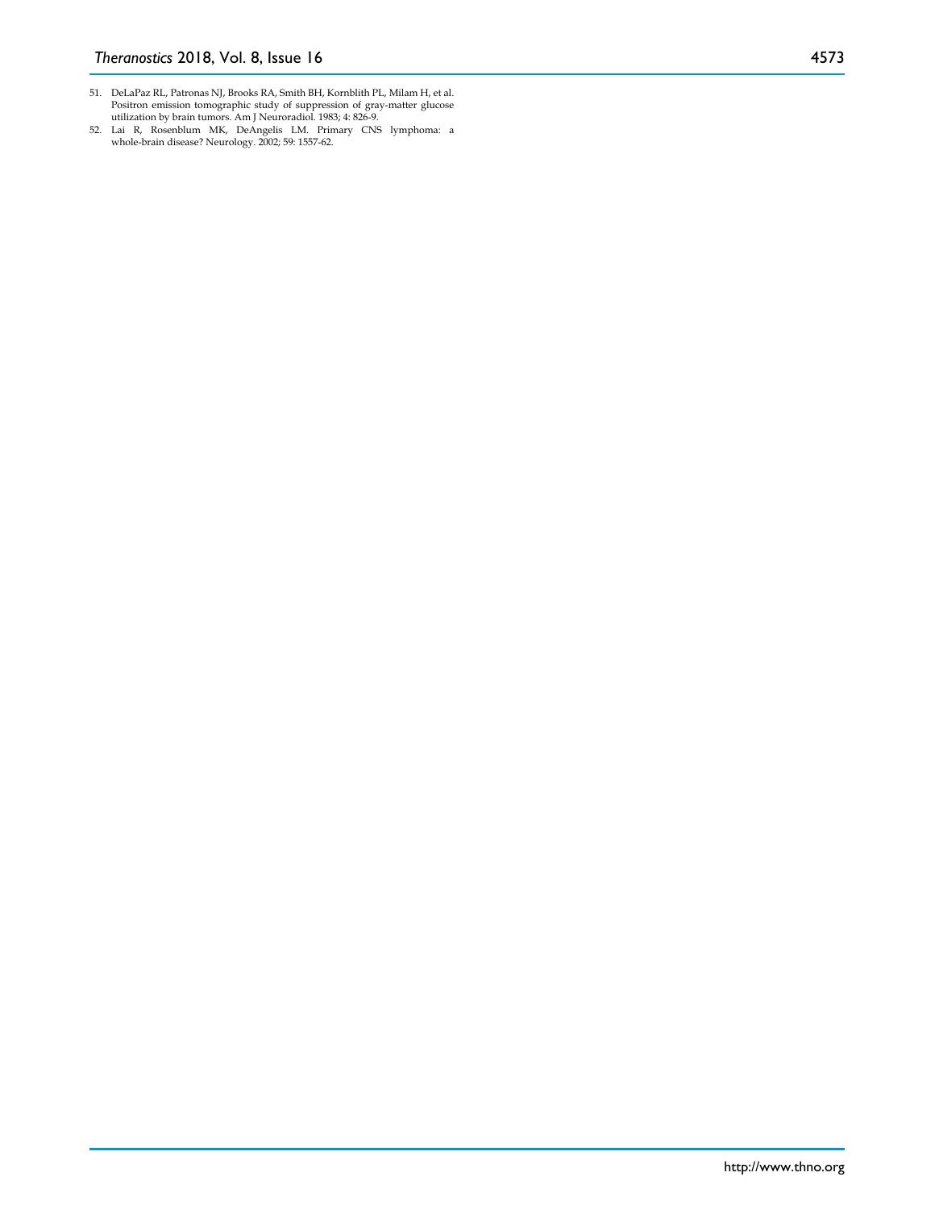51. DeLaPaz RL, Patronas NJ, Brooks RA, Smith BH, Kornblith PL, Milam H, et al. Positron emission tomographic study of suppression of gray-matter glucose utilization by brain tumors. Am J Neuroradiol. 1983; 4: 826-9.
52. Lai R, Rosenblum MK, DeAngelis LM. Primary CNS lymphoma: a whole-brain disease? Neurology. 2002; 59: 1557-62.